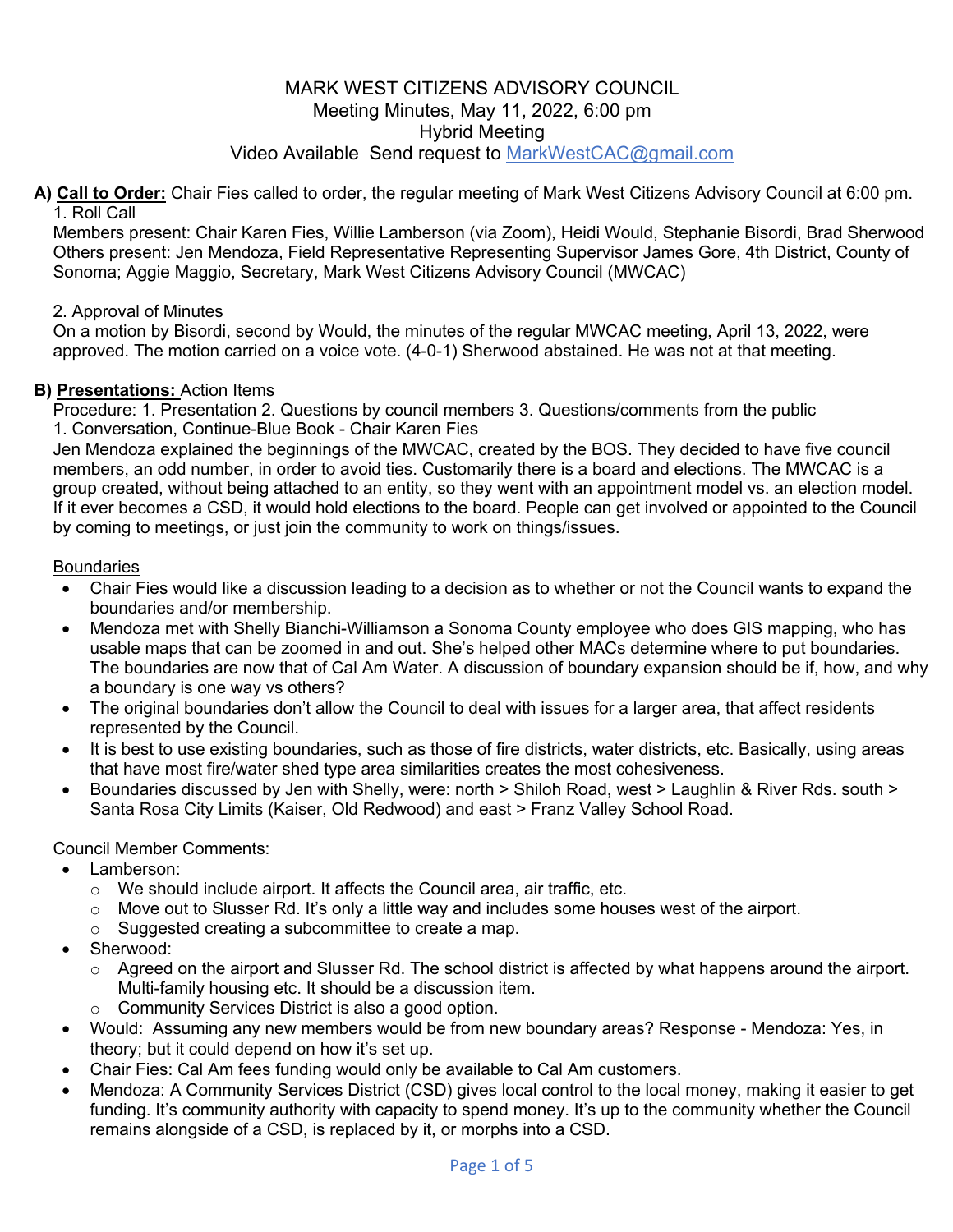# MARK WEST CITIZENS ADVISORY COUNCIL

Meeting Minutes, May 11, 2022, 6:00 pm
Hybrid Meeting
Video Available Send request to MarkWestCAC@gmail.com

**A) Call to Order:** Chair Fies called to order, the regular meeting of Mark West Citizens Advisory Council at 6:00 pm.

1. Roll Call

Members present: Chair Karen Fies, Willie Lamberson (via Zoom), Heidi Would, Stephanie Bisordi, Brad Sherwood
Others present: Jen Mendoza, Field Representative Representing Supervisor James Gore, 4th District, County of Sonoma; Aggie Maggio, Secretary, Mark West Citizens Advisory Council (MWCAC)

2. Approval of Minutes

On a motion by Bisordi, second by Would, the minutes of the regular MWCAC meeting, April 13, 2022, were approved. The motion carried on a voice vote. (4-0-1) Sherwood abstained. He was not at that meeting.

**B) Presentations:** Action Items

Procedure: 1. Presentation 2. Questions by council members 3. Questions/comments from the public

1. Conversation, Continue-Blue Book - Chair Karen Fies

Jen Mendoza explained the beginnings of the MWCAC, created by the BOS. They decided to have five council members, an odd number, in order to avoid ties. Customarily there is a board and elections. The MWCAC is a group created, without being attached to an entity, so they went with an appointment model vs. an election model. If it ever becomes a CSD, it would hold elections to the board. People can get involved or appointed to the Council by coming to meetings, or just join the community to work on things/issues.

Boundaries

- Chair Fies would like a discussion leading to a decision as to whether or not the Council wants to expand the boundaries and/or membership.
- Mendoza met with Shelly Bianchi-Williamson a Sonoma County employee who does GIS mapping, who has usable maps that can be zoomed in and out. She's helped other MACs determine where to put boundaries. The boundaries are now that of Cal Am Water. A discussion of boundary expansion should be if, how, and why a boundary is one way vs others?
- The original boundaries don't allow the Council to deal with issues for a larger area, that affect residents represented by the Council.
- It is best to use existing boundaries, such as those of fire districts, water districts, etc. Basically, using areas that have most fire/water shed type area similarities creates the most cohesiveness.
- Boundaries discussed by Jen with Shelly, were: north > Shiloh Road, west > Laughlin & River Rds. south > Santa Rosa City Limits (Kaiser, Old Redwood) and east > Franz Valley School Road.

Council Member Comments:

- Lamberson:
  - We should include airport. It affects the Council area, air traffic, etc.
  - Move out to Slusser Rd. It's only a little way and includes some houses west of the airport.
  - Suggested creating a subcommittee to create a map.
- Sherwood:
  - Agreed on the airport and Slusser Rd. The school district is affected by what happens around the airport. Multi-family housing etc. It should be a discussion item.
  - Community Services District is also a good option.
- Would: Assuming any new members would be from new boundary areas? Response - Mendoza: Yes, in theory; but it could depend on how it's set up.
- Chair Fies: Cal Am fees funding would only be available to Cal Am customers.
- Mendoza: A Community Services District (CSD) gives local control to the local money, making it easier to get funding. It's community authority with capacity to spend money. It's up to the community whether the Council remains alongside of a CSD, is replaced by it, or morphs into a CSD.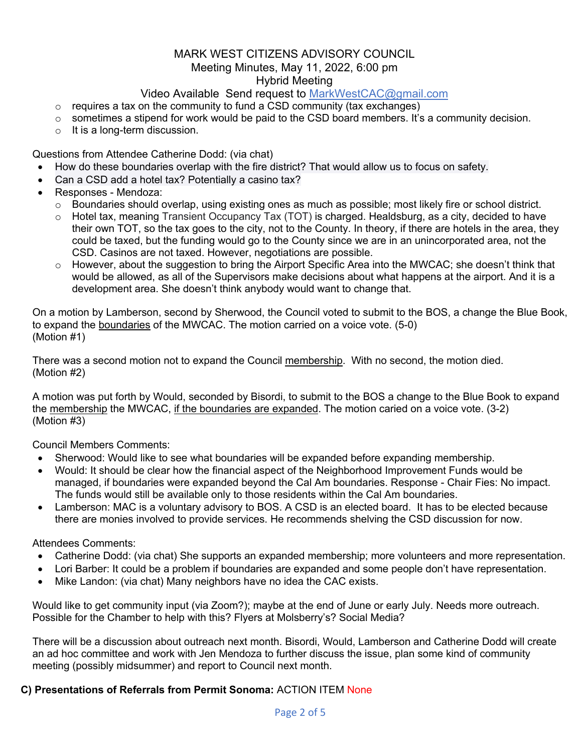MARK WEST CITIZENS ADVISORY COUNCIL
Meeting Minutes, May 11, 2022, 6:00 pm
Hybrid Meeting
Video Available Send request to MarkWestCAC@gmail.com

- requires a tax on the community to fund a CSD community (tax exchanges)
- sometimes a stipend for work would be paid to the CSD board members. It's a community decision.
- It is a long-term discussion.

Questions from Attendee Catherine Dodd: (via chat)

- How do these boundaries overlap with the fire district? That would allow us to focus on safety.
- Can a CSD add a hotel tax? Potentially a casino tax?
- Responses - Mendoza:
    - Boundaries should overlap, using existing ones as much as possible; most likely fire or school district.
    - Hotel tax, meaning Transient Occupancy Tax (TOT) is charged. Healdsburg, as a city, decided to have their own TOT, so the tax goes to the city, not to the County. In theory, if there are hotels in the area, they could be taxed, but the funding would go to the County since we are in an unincorporated area, not the CSD. Casinos are not taxed. However, negotiations are possible.
    - However, about the suggestion to bring the Airport Specific Area into the MWCAC; she doesn't think that would be allowed, as all of the Supervisors make decisions about what happens at the airport. And it is a development area. She doesn't think anybody would want to change that.

On a motion by Lamberson, second by Sherwood, the Council voted to submit to the BOS, a change the Blue Book, to expand the boundaries of the MWCAC. The motion carried on a voice vote. (5-0)
(Motion #1)

There was a second motion not to expand the Council membership. With no second, the motion died.
(Motion #2)

A motion was put forth by Would, seconded by Bisordi, to submit to the BOS a change to the Blue Book to expand the membership the MWCAC, if the boundaries are expanded. The motion caried on a voice vote. (3-2)
(Motion #3)

Council Members Comments:

- Sherwood: Would like to see what boundaries will be expanded before expanding membership.
- Would: It should be clear how the financial aspect of the Neighborhood Improvement Funds would be managed, if boundaries were expanded beyond the Cal Am boundaries. Response - Chair Fies: No impact. The funds would still be available only to those residents within the Cal Am boundaries.
- Lamberson: MAC is a voluntary advisory to BOS. A CSD is an elected board. It has to be elected because there are monies involved to provide services. He recommends shelving the CSD discussion for now.

Attendees Comments:

- Catherine Dodd: (via chat) She supports an expanded membership; more volunteers and more representation.
- Lori Barber: It could be a problem if boundaries are expanded and some people don't have representation.
- Mike Landon: (via chat) Many neighbors have no idea the CAC exists.

Would like to get community input (via Zoom?); maybe at the end of June or early July. Needs more outreach. Possible for the Chamber to help with this? Flyers at Molsberry's? Social Media?

There will be a discussion about outreach next month. Bisordi, Would, Lamberson and Catherine Dodd will create an ad hoc committee and work with Jen Mendoza to further discuss the issue, plan some kind of community meeting (possibly midsummer) and report to Council next month.

**C) Presentations of Referrals from Permit Sonoma:** ACTION ITEM None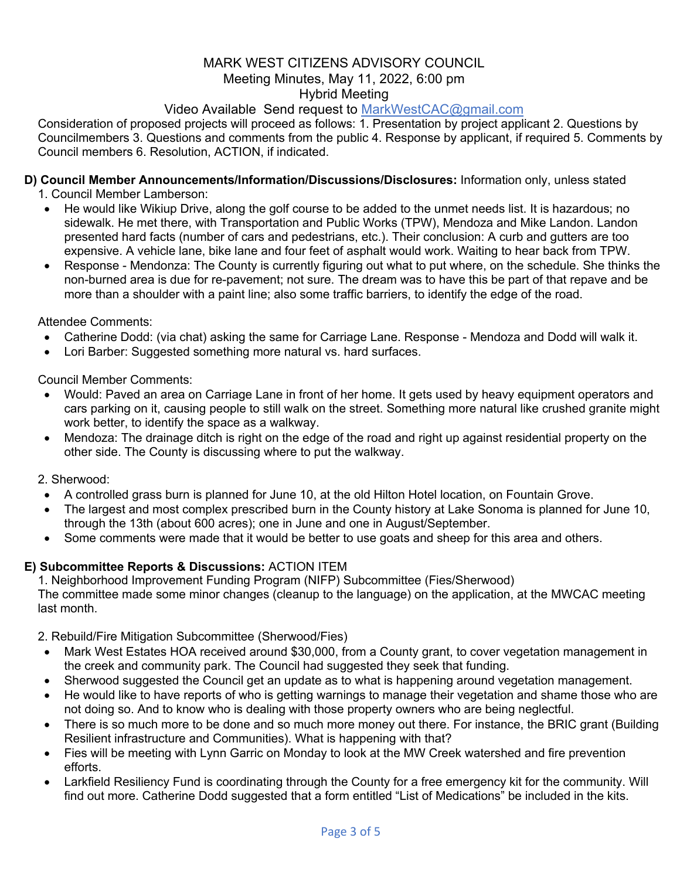MARK WEST CITIZENS ADVISORY COUNCIL
Meeting Minutes, May 11, 2022, 6:00 pm
Hybrid Meeting
Video Available Send request to MarkWestCAC@gmail.com

Consideration of proposed projects will proceed as follows: 1. Presentation by project applicant 2. Questions by Councilmembers 3. Questions and comments from the public 4. Response by applicant, if required 5. Comments by Council members 6. Resolution, ACTION, if indicated.

**D) Council Member Announcements/Information/Discussions/Disclosures:** Information only, unless stated

1. Council Member Lamberson:
   - He would like Wikiup Drive, along the golf course to be added to the unmet needs list. It is hazardous; no sidewalk. He met there, with Transportation and Public Works (TPW), Mendoza and Mike Landon. Landon presented hard facts (number of cars and pedestrians, etc.). Their conclusion: A curb and gutters are too expensive. A vehicle lane, bike lane and four feet of asphalt would work. Waiting to hear back from TPW.
   - Response - Mendonza: The County is currently figuring out what to put where, on the schedule. She thinks the non-burned area is due for re-pavement; not sure. The dream was to have this be part of that repave and be more than a shoulder with a paint line; also some traffic barriers, to identify the edge of the road.

   Attendee Comments:
   - Catherine Dodd: (via chat) asking the same for Carriage Lane. Response - Mendoza and Dodd will walk it.
   - Lori Barber: Suggested something more natural vs. hard surfaces.

   Council Member Comments:
   - Would: Paved an area on Carriage Lane in front of her home. It gets used by heavy equipment operators and cars parking on it, causing people to still walk on the street. Something more natural like crushed granite might work better, to identify the space as a walkway.
   - Mendoza: The drainage ditch is right on the edge of the road and right up against residential property on the other side. The County is discussing where to put the walkway.

2. Sherwood:
   - A controlled grass burn is planned for June 10, at the old Hilton Hotel location, on Fountain Grove.
   - The largest and most complex prescribed burn in the County history at Lake Sonoma is planned for June 10, through the 13th (about 600 acres); one in June and one in August/September.
   - Some comments were made that it would be better to use goats and sheep for this area and others.

**E) Subcommittee Reports & Discussions:** ACTION ITEM

1. Neighborhood Improvement Funding Program (NIFP) Subcommittee (Fies/Sherwood)
   The committee made some minor changes (cleanup to the language) on the application, at the MWCAC meeting last month.

2. Rebuild/Fire Mitigation Subcommittee (Sherwood/Fies)
   - Mark West Estates HOA received around $30,000, from a County grant, to cover vegetation management in the creek and community park. The Council had suggested they seek that funding.
   - Sherwood suggested the Council get an update as to what is happening around vegetation management.
   - He would like to have reports of who is getting warnings to manage their vegetation and shame those who are not doing so. And to know who is dealing with those property owners who are being neglectful.
   - There is so much more to be done and so much more money out there. For instance, the BRIC grant (Building Resilient infrastructure and Communities). What is happening with that?
   - Fies will be meeting with Lynn Garric on Monday to look at the MW Creek watershed and fire prevention efforts.
   - Larkfield Resiliency Fund is coordinating through the County for a free emergency kit for the community. Will find out more. Catherine Dodd suggested that a form entitled "List of Medications" be included in the kits.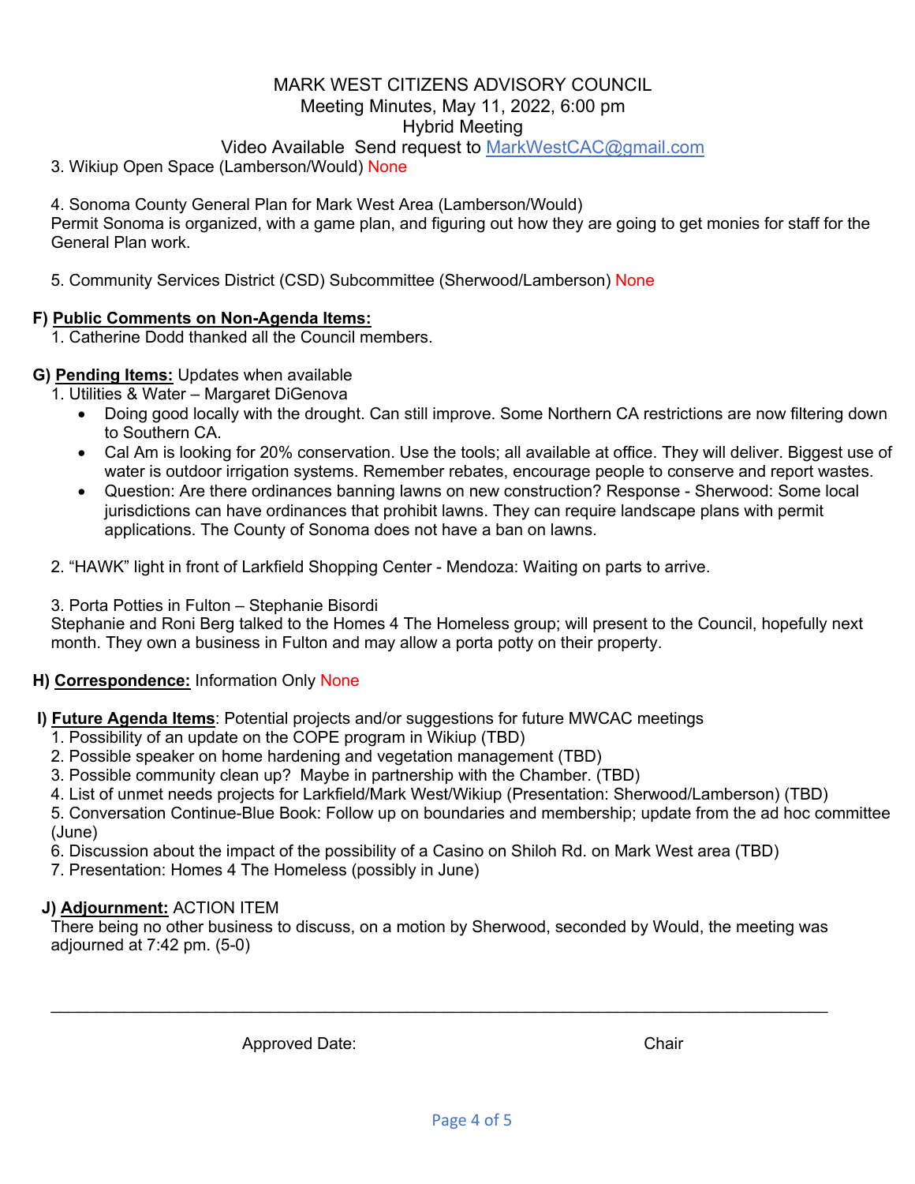MARK WEST CITIZENS ADVISORY COUNCIL
Meeting Minutes, May 11, 2022, 6:00 pm
Hybrid Meeting
Video Available Send request to MarkWestCAC@gmail.com

3. Wikiup Open Space (Lamberson/Would) None

4. Sonoma County General Plan for Mark West Area (Lamberson/Would)
Permit Sonoma is organized, with a game plan, and figuring out how they are going to get monies for staff for the General Plan work.

5. Community Services District (CSD) Subcommittee (Sherwood/Lamberson) None

**F) Public Comments on Non-Agenda Items:**

1. Catherine Dodd thanked all the Council members.

**G) Pending Items:** Updates when available

1. Utilities & Water – Margaret DiGenova
   - Doing good locally with the drought. Can still improve. Some Northern CA restrictions are now filtering down to Southern CA.
   - Cal Am is looking for 20% conservation. Use the tools; all available at office. They will deliver. Biggest use of water is outdoor irrigation systems. Remember rebates, encourage people to conserve and report wastes.
   - Question: Are there ordinances banning lawns on new construction? Response - Sherwood: Some local jurisdictions can have ordinances that prohibit lawns. They can require landscape plans with permit applications. The County of Sonoma does not have a ban on lawns.

2. "HAWK" light in front of Larkfield Shopping Center - Mendoza: Waiting on parts to arrive.

3. Porta Potties in Fulton – Stephanie Bisordi
Stephanie and Roni Berg talked to the Homes 4 The Homeless group; will present to the Council, hopefully next month. They own a business in Fulton and may allow a porta potty on their property.

**H) Correspondence:** Information Only None

**I) Future Agenda Items**: Potential projects and/or suggestions for future MWCAC meetings

1. Possibility of an update on the COPE program in Wikiup (TBD)
2. Possible speaker on home hardening and vegetation management (TBD)
3. Possible community clean up? Maybe in partnership with the Chamber. (TBD)
4. List of unmet needs projects for Larkfield/Mark West/Wikiup (Presentation: Sherwood/Lamberson) (TBD)
5. Conversation Continue-Blue Book: Follow up on boundaries and membership; update from the ad hoc committee (June)
6. Discussion about the impact of the possibility of a Casino on Shiloh Rd. on Mark West area (TBD)
7. Presentation: Homes 4 The Homeless (possibly in June)

**J) Adjournment:** ACTION ITEM
There being no other business to discuss, on a motion by Sherwood, seconded by Would, the meeting was adjourned at 7:42 pm. (5-0)

\_\_\_\_\_\_\_\_\_\_\_\_\_\_\_\_\_\_\_\_\_\_\_\_\_\_\_\_\_\_\_\_\_\_\_\_\_\_\_\_\_\_\_\_\_\_\_\_\_\_\_\_\_\_\_\_\_\_\_\_\_\_\_\_

Approved Date: Chair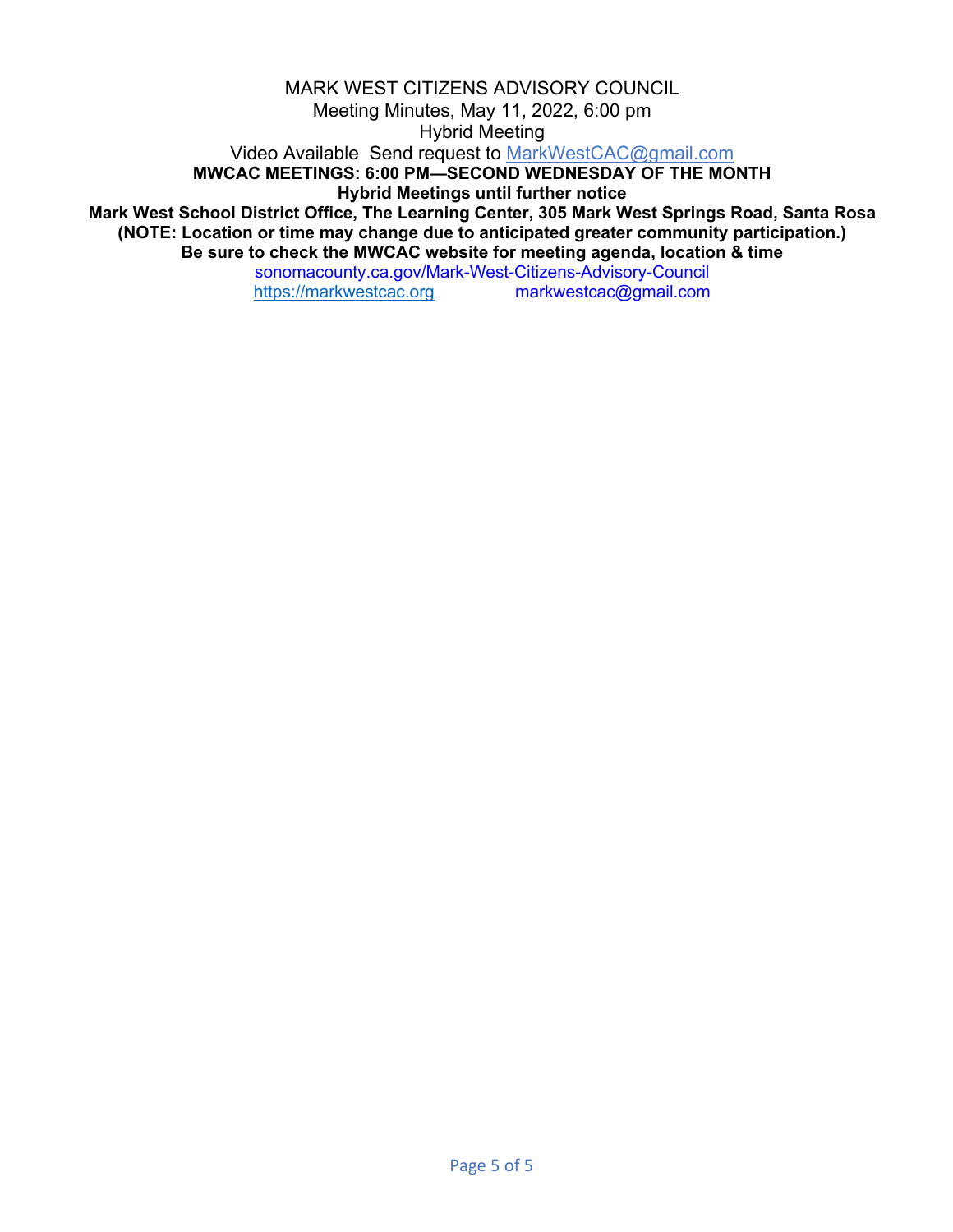MARK WEST CITIZENS ADVISORY COUNCIL

Meeting Minutes, May 11, 2022, 6:00 pm

Hybrid Meeting

Video Available Send request to MarkWestCAC@gmail.com

**MWCAC MEETINGS: 6:00 PM—SECOND WEDNESDAY OF THE MONTH**

**Hybrid Meetings until further notice**

**Mark West School District Office, The Learning Center, 305 Mark West Springs Road, Santa Rosa**

**(NOTE: Location or time may change due to anticipated greater community participation.)**

**Be sure to check the MWCAC website for meeting agenda, location & time**

sonomacounty.ca.gov/Mark-West-Citizens-Advisory-Council

https://markwestcac.org markwestcac@gmail.com